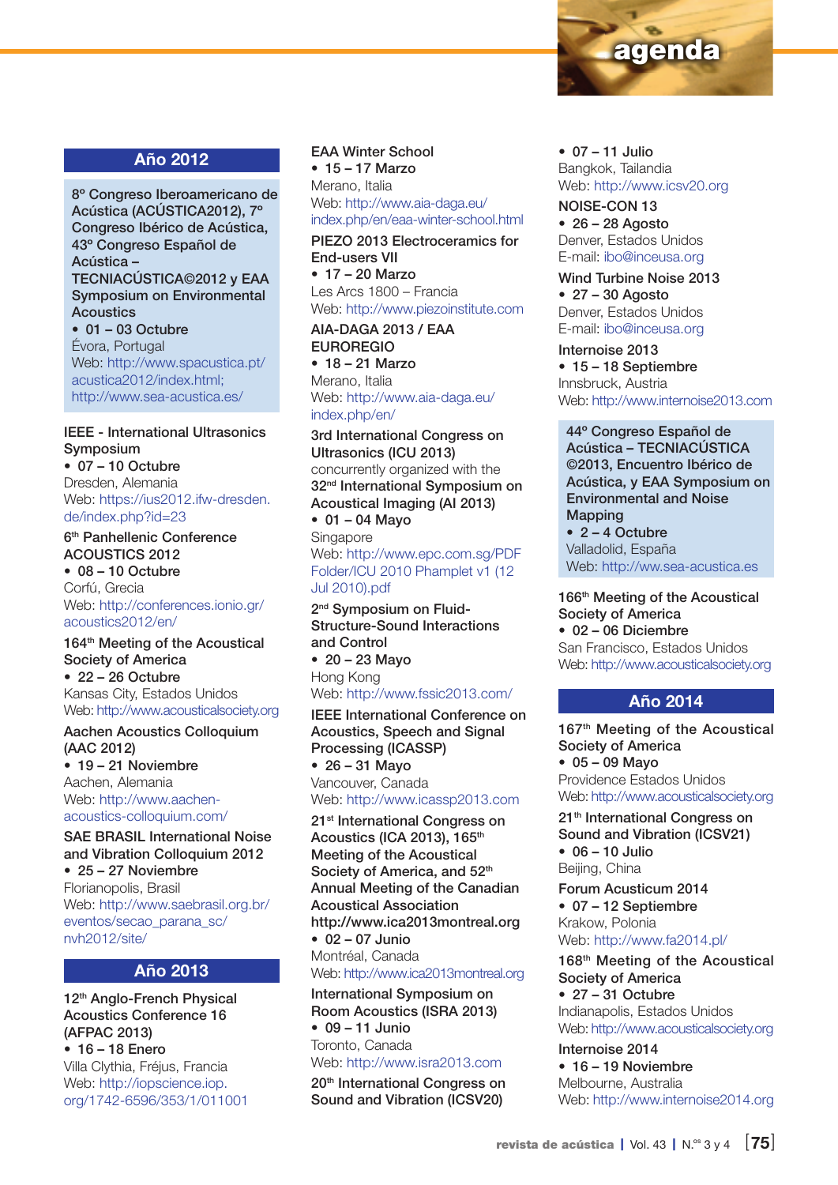# agenda

## Año 2012

**8º Congreso Iberoamericano de Acústica (ACÚSTICA2012), 7º Congreso Ibérico de Acústica, 43º Congreso Español de Acústica – TECNIACÚSTICA©2012 y EAA Symposium on Environmental Acoustics**
- **01 – 03 Octubre**

Évora, Portugal
Web: http://www.spacustica.pt/acustica2012/index.html; http://www.sea-acustica.es/

**IEEE - International Ultrasonics Symposium**
- **07 – 10 Octubre**

Dresden, Alemania
Web: https://ius2012.ifw-dresden.de/index.php?id=23

**6th Panhellenic Conference ACOUSTICS 2012**
- **08 – 10 Octubre**

Corfú, Grecia
Web: http://conferences.ionio.gr/acoustics2012/en/

**164th Meeting of the Acoustical Society of America**
- **22 – 26 Octubre**

Kansas City, Estados Unidos
Web: http://www.acousticalsociety.org

**Aachen Acoustics Colloquium (AAC 2012)**
- **19 – 21 Noviembre**

Aachen, Alemania
Web: http://www.aachen-acoustics-colloquium.com/

**SAE BRASIL International Noise and Vibration Colloquium 2012**
- **25 – 27 Noviembre**

Florianopolis, Brasil
Web: http://www.saebrasil.org.br/eventos/secao_parana_sc/nvh2012/site/

## Año 2013

**12th Anglo-French Physical Acoustics Conference 16 (AFPAC 2013)**
- **16 – 18 Enero**

Villa Clythia, Fréjus, Francia
Web: http://iopscience.iop.org/1742-6596/353/1/011001

**EAA Winter School**
- **15 – 17 Marzo**

Merano, Italia
Web: http://www.aia-daga.eu/index.php/en/eaa-winter-school.html

**PIEZO 2013 Electroceramics for End-users VII**
- **17 – 20 Marzo**

Les Arcs 1800 – Francia
Web: http://www.piezoinstitute.com

**AIA-DAGA 2013 / EAA EUROREGIO**
- **18 – 21 Marzo**

Merano, Italia
Web: http://www.aia-daga.eu/index.php/en/

**3rd International Congress on Ultrasonics (ICU 2013)** concurrently organized with the **32nd International Symposium on Acoustical Imaging (AI 2013)**
- **01 – 04 Mayo**

Singapore
Web: http://www.epc.com.sg/PDF Folder/ICU 2010 Phamplet v1 (12 Jul 2010).pdf

**2nd Symposium on Fluid-Structure-Sound Interactions and Control**
- **20 – 23 Mayo**

Hong Kong
Web: http://www.fssic2013.com/

**IEEE International Conference on Acoustics, Speech and Signal Processing (ICASSP)**
- **26 – 31 Mayo**

Vancouver, Canada
Web: http://www.icassp2013.com

**21st International Congress on Acoustics (ICA 2013), 165th Meeting of the Acoustical Society of America, and 52th Annual Meeting of the Canadian Acoustical Association http://www.ica2013montreal.org**
- **02 – 07 Junio**

Montréal, Canada
Web: http://www.ica2013montreal.org

**International Symposium on Room Acoustics (ISRA 2013)**
- **09 – 11 Junio**

Toronto, Canada
Web: http://www.isra2013.com

**20th International Congress on Sound and Vibration (ICSV20)**
- **07 – 11 Julio**

Bangkok, Tailandia
Web: http://www.icsv20.org

**NOISE-CON 13**
- **26 – 28 Agosto**

Denver, Estados Unidos
E-mail: ibo@inceusa.org

**Wind Turbine Noise 2013**
- **27 – 30 Agosto**

Denver, Estados Unidos
E-mail: ibo@inceusa.org

**Internoise 2013**
- **15 – 18 Septiembre**

Innsbruck, Austria
Web: http://www.internoise2013.com

**44º Congreso Español de Acústica – TECNIACÚSTICA ©2013, Encuentro Ibérico de Acústica, y EAA Symposium on Environmental and Noise Mapping**
- **2 – 4 Octubre**

Valladolid, España
Web: http://ww.sea-acustica.es

**166th Meeting of the Acoustical Society of America**
- **02 – 06 Diciembre**

San Francisco, Estados Unidos
Web: http://www.acousticalsociety.org

## Año 2014

**167th Meeting of the Acoustical Society of America**
- **05 – 09 Mayo**

Providence Estados Unidos
Web: http://www.acousticalsociety.org

**21th International Congress on Sound and Vibration (ICSV21)**
- **06 – 10 Julio**

Beijing, China

**Forum Acusticum 2014**
- **07 – 12 Septiembre**

Krakow, Polonia
Web: http://www.fa2014.pl/

**168th Meeting of the Acoustical Society of America**
- **27 – 31 Octubre**

Indianapolis, Estados Unidos
Web: http://www.acousticalsociety.org

**Internoise 2014**
- **16 – 19 Noviembre**

Melbourne, Australia
Web: http://www.internoise2014.org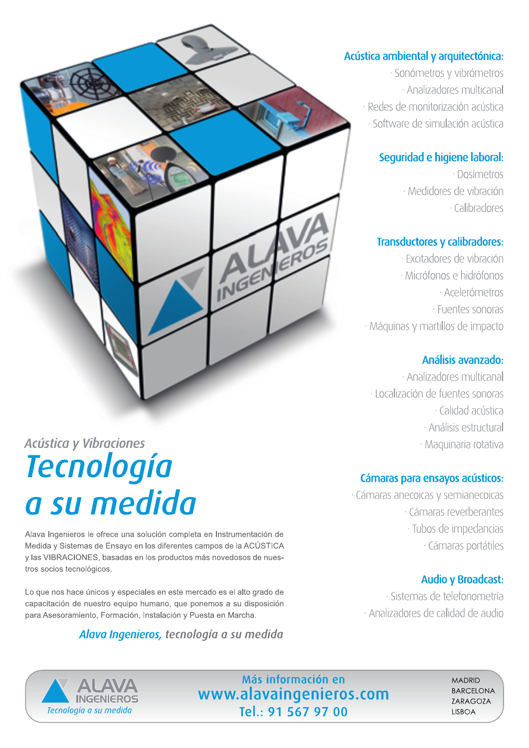## Acústica ambiental y arquitectónica:

- Sonómetros y vibrómetros
- Analizadores multicanal
- Redes de monitorización acústica
- Software de simulación acústica

## Seguridad e higiene laboral:

- Dosímetros
- Medidores de vibración
- Calibradores

## Transductores y calibradores:

- Excitadores de vibración
- Micrófonos e hidrófonos
- Acelerómetros
- Fuentes sonoras
- Máquinas y martillos de impacto

## Análisis avanzado:

- Analizadores multicanal
- Localización de fuentes sonoras
- Calidad acústica
- Análisis estructural
- Maquinaria rotativa

## Cámaras para ensayos acústicos:

- Cámaras anecoicas y semianecoicas
- Cámaras reverberantes
- Tubos de impedancias
- Cámaras portátiles

## Audio y Broadcast:

- Sistemas de telefonometría
- Analizadores de calidad de audio

*Acústica y Vibraciones*

# *Tecnología a su medida*

Alava Ingenieros le ofrece una solución completa en Instrumentación de Medida y Sistemas de Ensayo en los diferentes campos de la ACÚSTICA y las VIBRACIONES, basadas en los productos más novedosos de nuestros socios tecnológicos.

Lo que nos hace únicos y especiales en este mercado es el alto grado de capacitación de nuestro equipo humano, que ponemos a su disposición para Asesoramiento, Formación, Instalación y Puesta en Marcha.

*Alava Ingenieros, tecnología a su medida*

ALAVA INGENIEROS
*Tecnología a su medida*

Más información en
www.alavaingenieros.com
Tel.: 91 567 97 00

MADRID
BARCELONA
ZARAGOZA
LISBOA